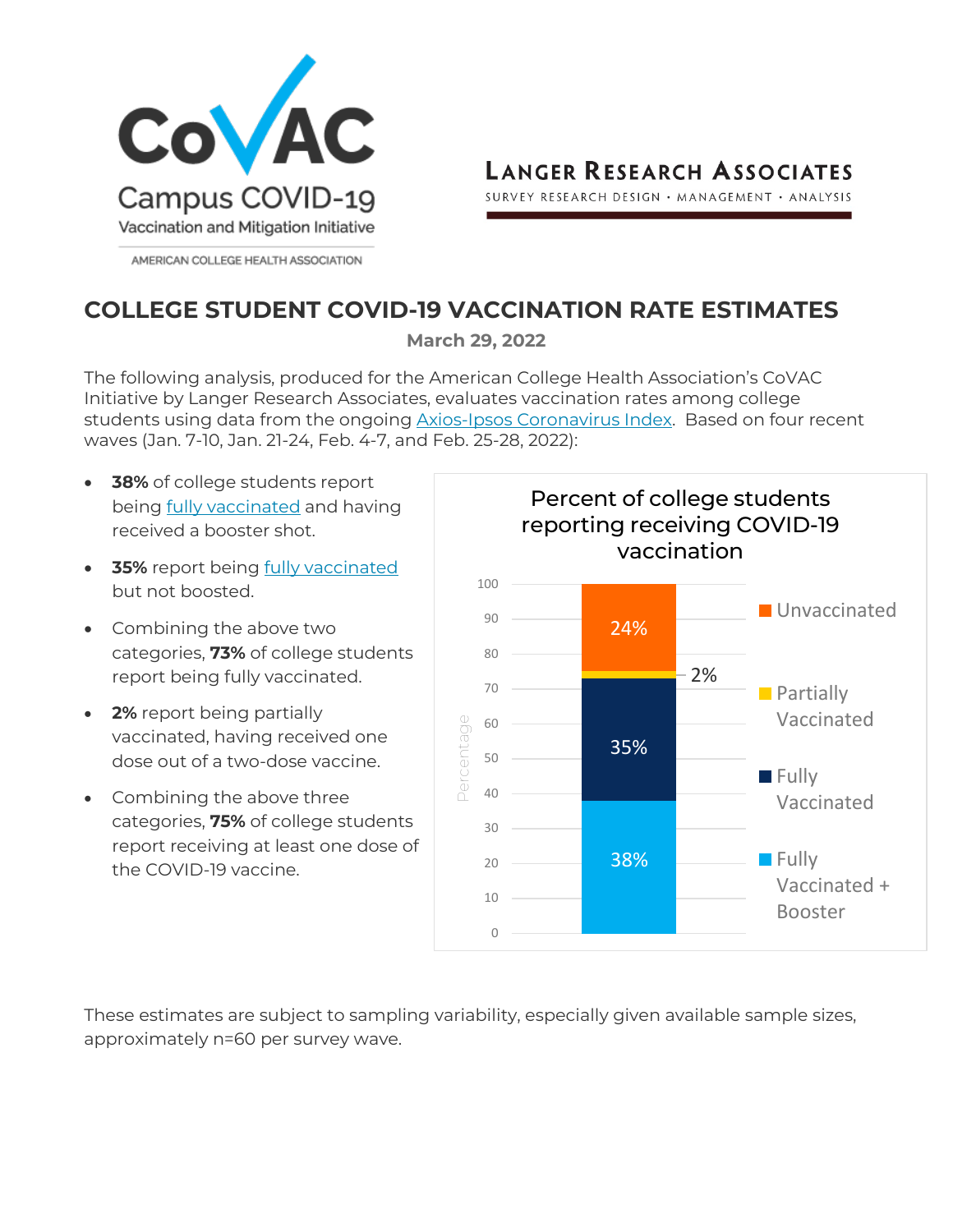CoVAC Campus COVID-19 Vaccination and Mitigation Initiative

AMERICAN COLLEGE HEALTH ASSOCIATION

LANGER RESEARCH ASSOCIATES

SURVEY RESEARCH DESIGN • MANAGEMENT • ANALYSIS

# COLLEGE STUDENT COVID-19 VACCINATION RATE ESTIMATES

**March 29, 2022**

The following analysis, produced for the American College Health Association's CoVAC Initiative by Langer Research Associates, evaluates vaccination rates among college students using data from the ongoing Axios-Ipsos Coronavirus Index. Based on four recent waves (Jan. 7-10, Jan. 21-24, Feb. 4-7, and Feb. 25-28, 2022):

- **38%** of college students report being fully vaccinated and having received a booster shot.
- **35%** report being fully vaccinated but not boosted.
- Combining the above two categories, **73%** of college students report being fully vaccinated.
- **2%** report being partially vaccinated, having received one dose out of a two-dose vaccine.
- Combining the above three categories, **75%** of college students report receiving at least one dose of the COVID-19 vaccine.

**Percent of college students reporting receiving COVID-19 vaccination**

| Category | Percentage |
|---|---|
| Unvaccinated | 24% |
| Partially Vaccinated | 2% |
| Fully Vaccinated | 35% |
| Fully Vaccinated + Booster | 38% |

These estimates are subject to sampling variability, especially given available sample sizes, approximately n=60 per survey wave.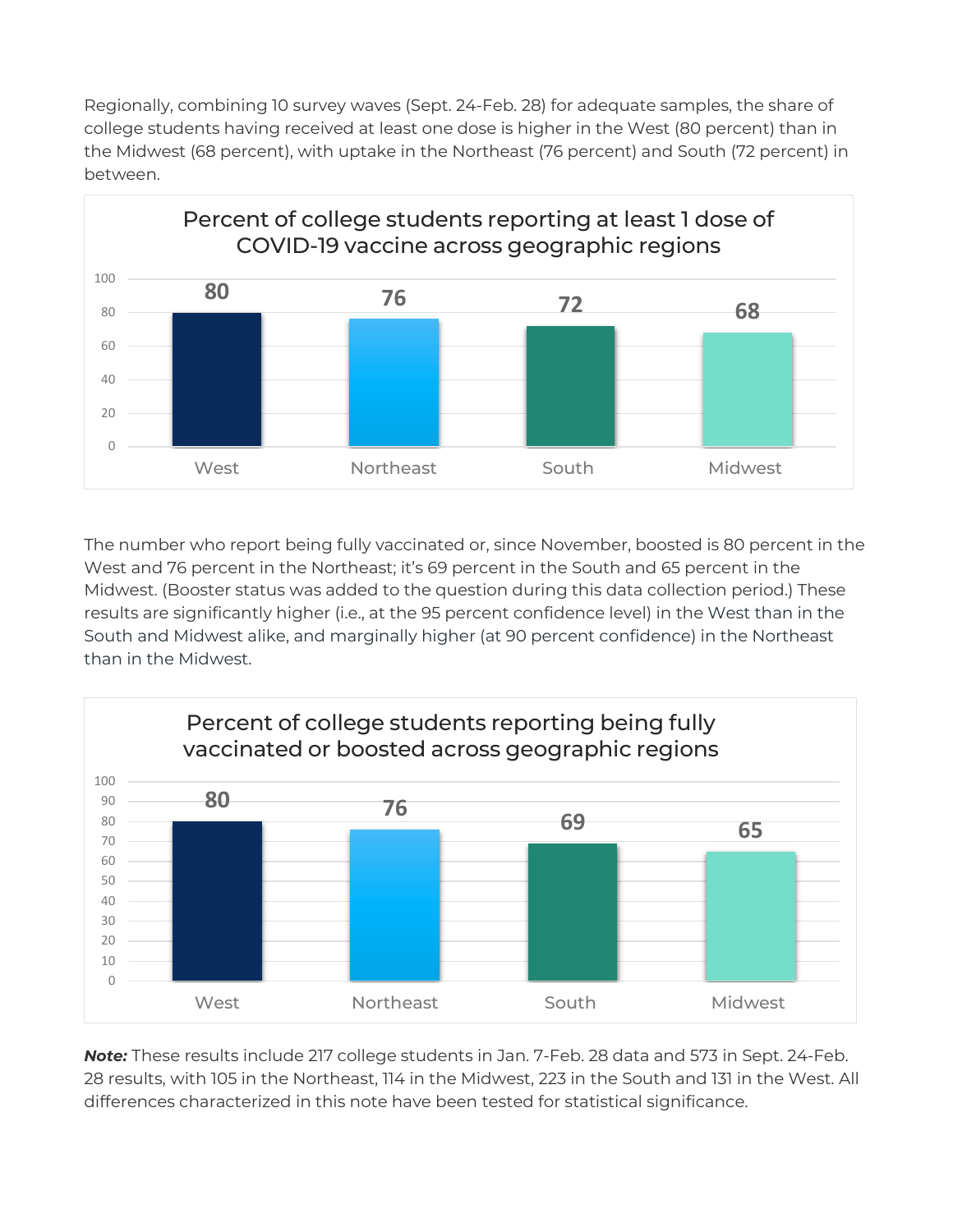Regionally, combining 10 survey waves (Sept. 24-Feb. 28) for adequate samples, the share of college students having received at least one dose is higher in the West (80 percent) than in the Midwest (68 percent), with uptake in the Northeast (76 percent) and South (72 percent) in between.

**Percent of college students reporting at least 1 dose of COVID-19 vaccine across geographic regions**

| Region | Percent |
|---|---|
| West | 80 |
| Northeast | 76 |
| South | 72 |
| Midwest | 68 |

The number who report being fully vaccinated or, since November, boosted is 80 percent in the West and 76 percent in the Northeast; it's 69 percent in the South and 65 percent in the Midwest. (Booster status was added to the question during this data collection period.) These results are significantly higher (i.e., at the 95 percent confidence level) in the West than in the South and Midwest alike, and marginally higher (at 90 percent confidence) in the Northeast than in the Midwest.

**Percent of college students reporting being fully vaccinated or boosted across geographic regions**

| Region | Percent |
|---|---|
| West | 80 |
| Northeast | 76 |
| South | 69 |
| Midwest | 65 |

***Note:*** These results include 217 college students in Jan. 7-Feb. 28 data and 573 in Sept. 24-Feb. 28 results, with 105 in the Northeast, 114 in the Midwest, 223 in the South and 131 in the West. All differences characterized in this note have been tested for statistical significance.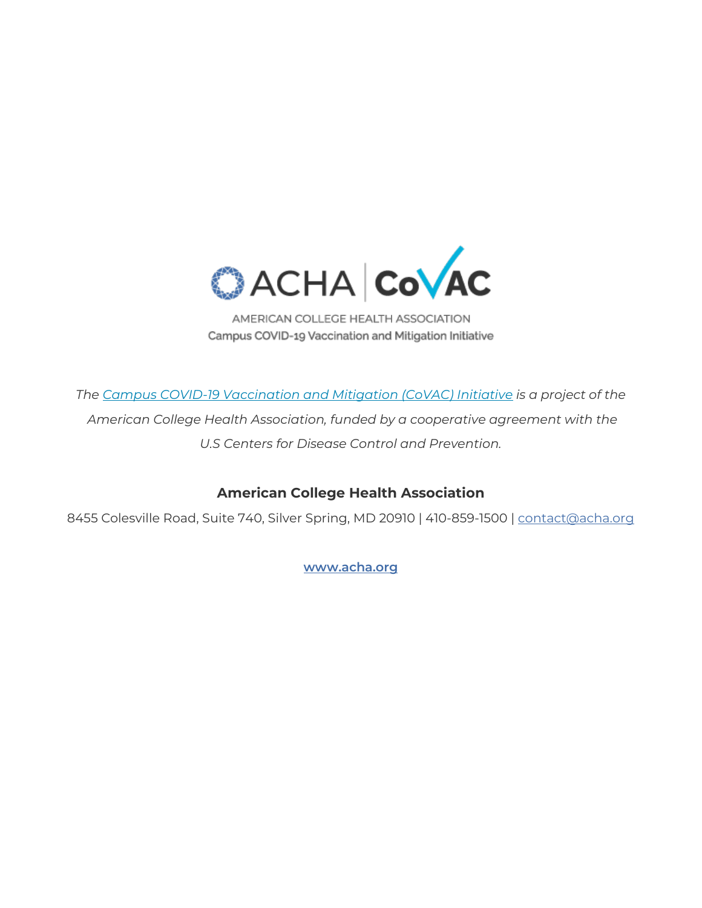ACHA | CoVAC

AMERICAN COLLEGE HEALTH ASSOCIATION
Campus COVID-19 Vaccination and Mitigation Initiative

*The Campus COVID-19 Vaccination and Mitigation (CoVAC) Initiative is a project of the American College Health Association, funded by a cooperative agreement with the U.S Centers for Disease Control and Prevention.*

**American College Health Association**

8455 Colesville Road, Suite 740, Silver Spring, MD 20910 | 410-859-1500 | contact@acha.org

**www.acha.org**